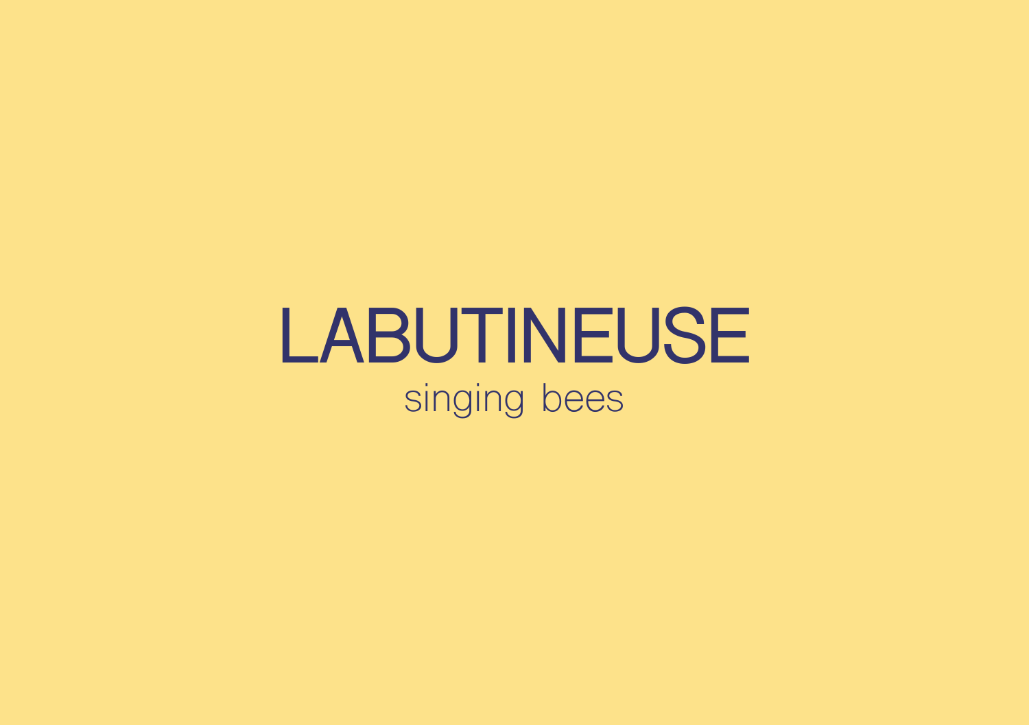# LABUTINEUSE

singing bees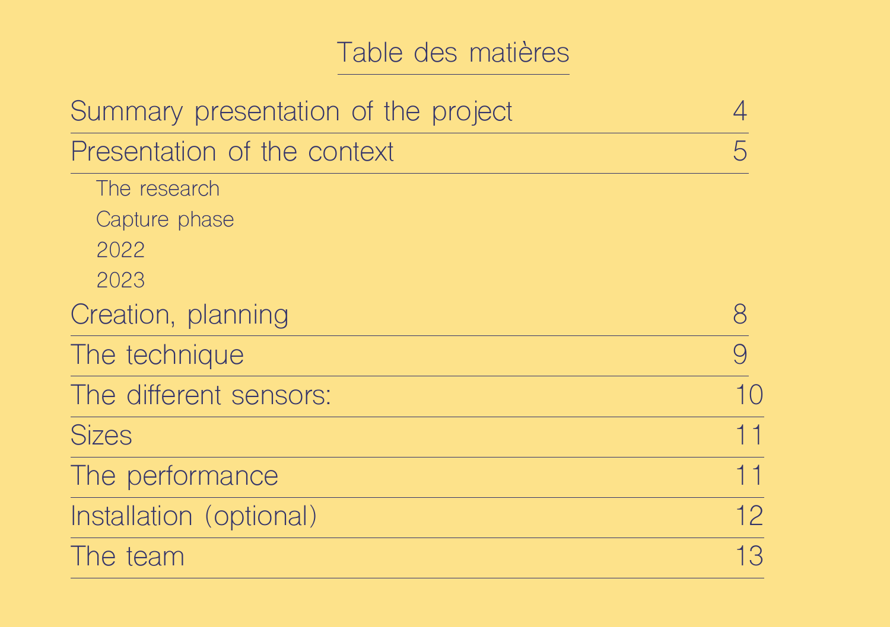# Table des matières

| | |
|---|---|
| Summary presentation of the project | 4 |
| Presentation of the context | 5 |
| The research | |
| Capture phase | |
| 2022 | |
| 2023 | |
| Creation, planning | 8 |
| The technique | 9 |
| The different sensors: | 10 |
| Sizes | 11 |
| The performance | 11 |
| Installation (optional) | 12 |
| The team | 13 |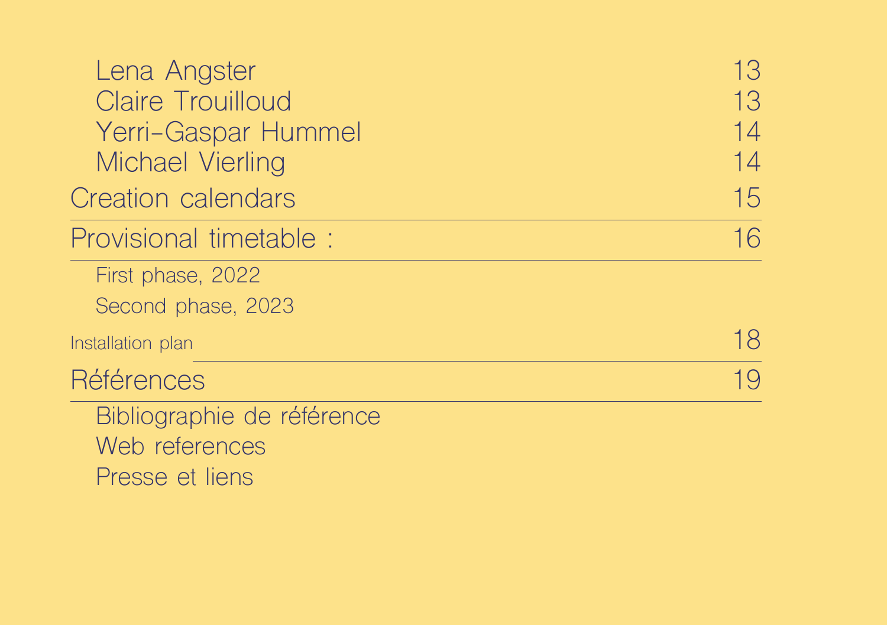| | |
|---|---|
| Lena Angster | 13 |
| Claire Trouilloud | 13 |
| Yerri-Gaspar Hummel | 14 |
| Michael Vierling | 14 |
| Creation calendars | 15 |
| Provisional timetable : | 16 |
| First phase, 2022 | |
| Second phase, 2023 | |
| Installation plan | 18 |
| Références | 19 |
| Bibliographie de référence | |
| Web references | |
| Presse et liens | |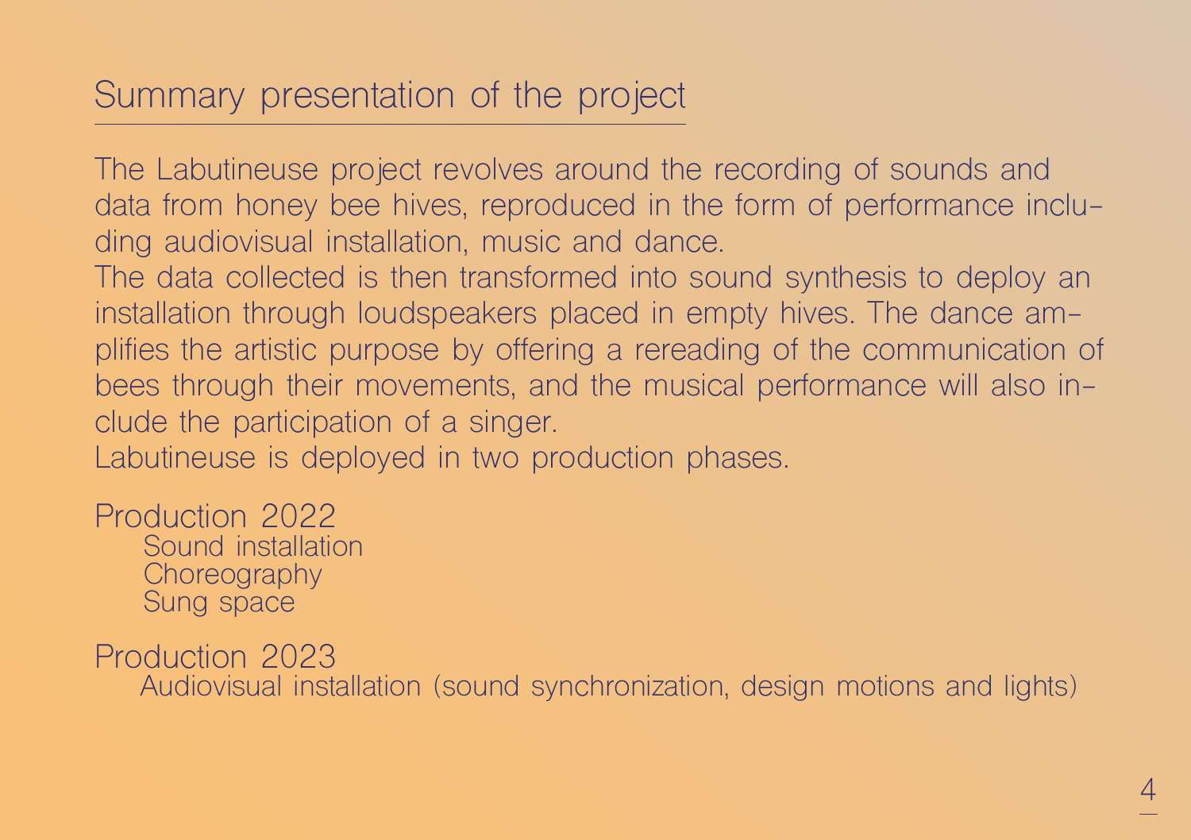## Summary presentation of the project

The Labutineuse project revolves around the recording of sounds and data from honey bee hives, reproduced in the form of performance including audiovisual installation, music and dance.
The data collected is then transformed into sound synthesis to deploy an installation through loudspeakers placed in empty hives. The dance amplifies the artistic purpose by offering a rereading of the communication of bees through their movements, and the musical performance will also include the participation of a singer.
Labutineuse is deployed in two production phases.

Production 2022
- Sound installation
- Choreography
- Sung space

Production 2023
- Audiovisual installation (sound synchronization, design motions and lights)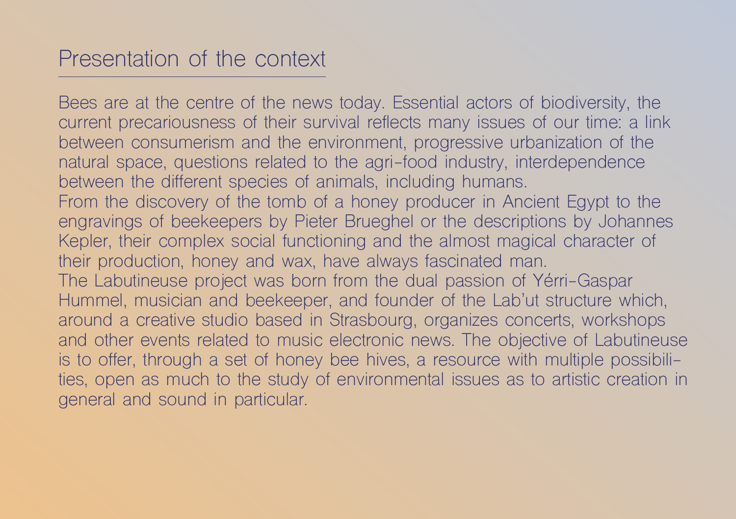## Presentation of the context

Bees are at the centre of the news today. Essential actors of biodiversity, the current precariousness of their survival reflects many issues of our time: a link between consumerism and the environment, progressive urbanization of the natural space, questions related to the agri-food industry, interdependence between the different species of animals, including humans.

From the discovery of the tomb of a honey producer in Ancient Egypt to the engravings of beekeepers by Pieter Brueghel or the descriptions by Johannes Kepler, their complex social functioning and the almost magical character of their production, honey and wax, have always fascinated man.

The Labutineuse project was born from the dual passion of Yérri-Gaspar Hummel, musician and beekeeper, and founder of the Lab'ut structure which, around a creative studio based in Strasbourg, organizes concerts, workshops and other events related to music electronic news. The objective of Labutineuse is to offer, through a set of honey bee hives, a resource with multiple possibilities, open as much to the study of environmental issues as to artistic creation in general and sound in particular.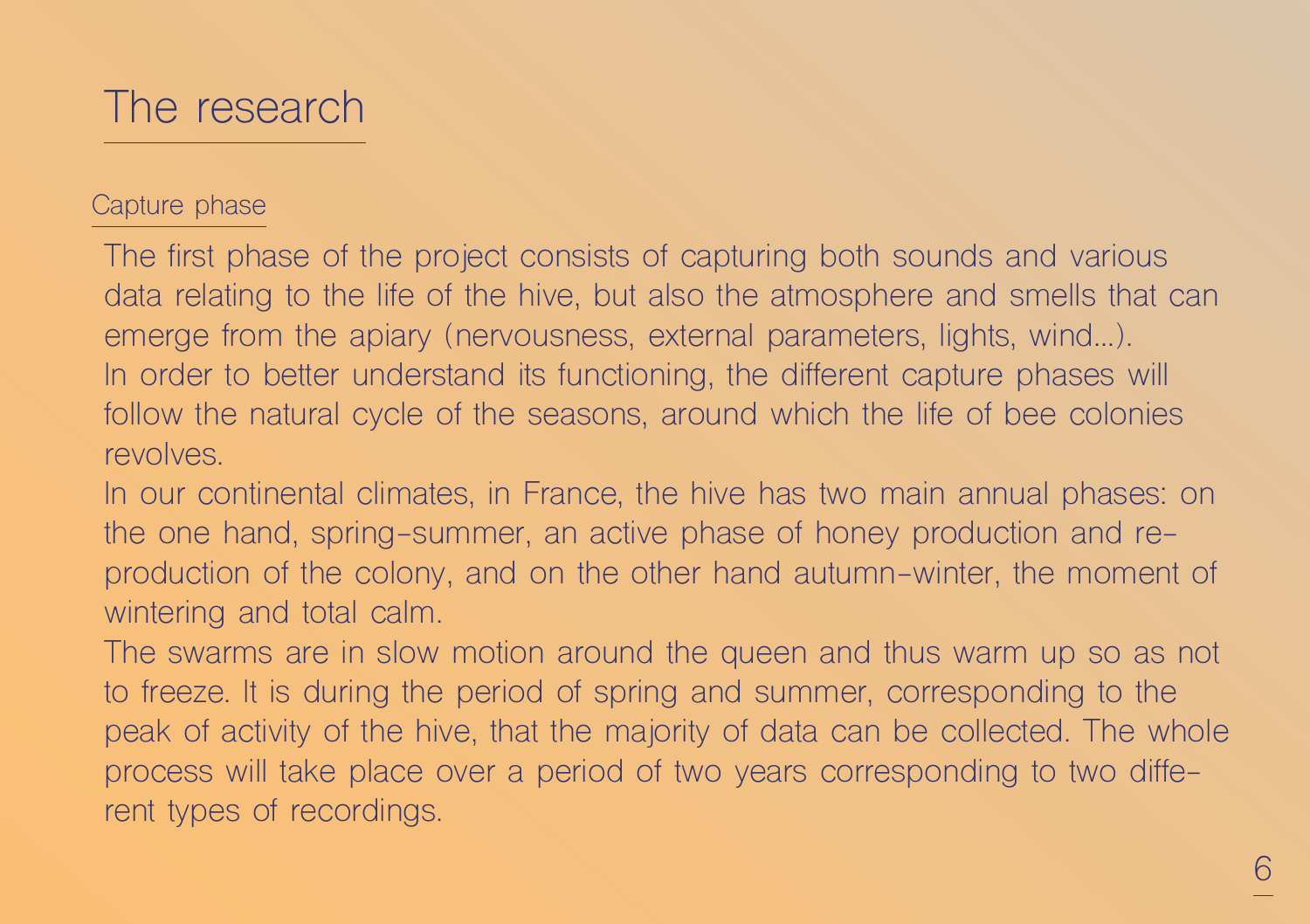# The research

## Capture phase

The first phase of the project consists of capturing both sounds and various data relating to the life of the hive, but also the atmosphere and smells that can emerge from the apiary (nervousness, external parameters, lights, wind...).
In order to better understand its functioning, the different capture phases will follow the natural cycle of the seasons, around which the life of bee colonies revolves.
In our continental climates, in France, the hive has two main annual phases: on the one hand, spring-summer, an active phase of honey production and reproduction of the colony, and on the other hand autumn-winter, the moment of wintering and total calm.
The swarms are in slow motion around the queen and thus warm up so as not to freeze. It is during the period of spring and summer, corresponding to the peak of activity of the hive, that the majority of data can be collected. The whole process will take place over a period of two years corresponding to two different types of recordings.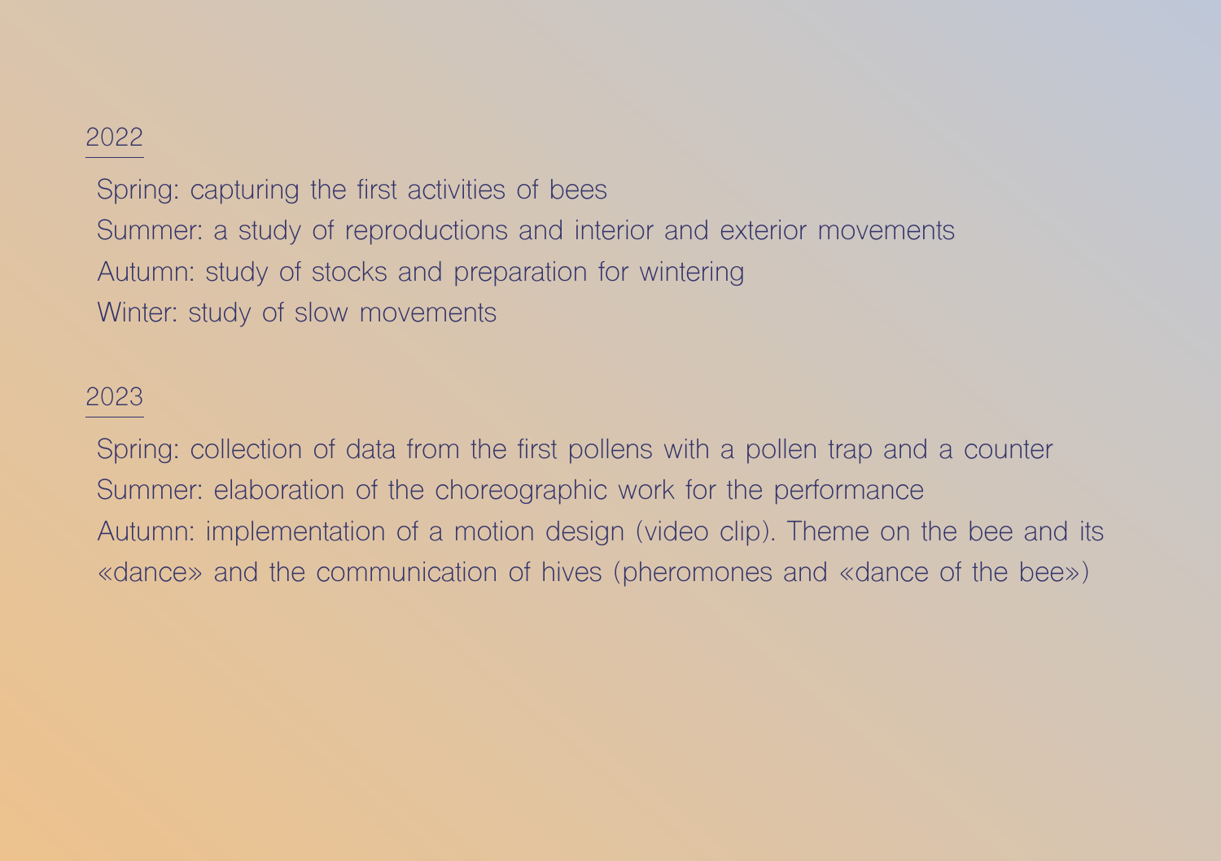## 2022

Spring: capturing the first activities of bees
Summer: a study of reproductions and interior and exterior movements
Autumn: study of stocks and preparation for wintering
Winter: study of slow movements

## 2023

Spring: collection of data from the first pollens with a pollen trap and a counter
Summer: elaboration of the choreographic work for the performance
Autumn: implementation of a motion design (video clip). Theme on the bee and its «dance» and the communication of hives (pheromones and «dance of the bee»)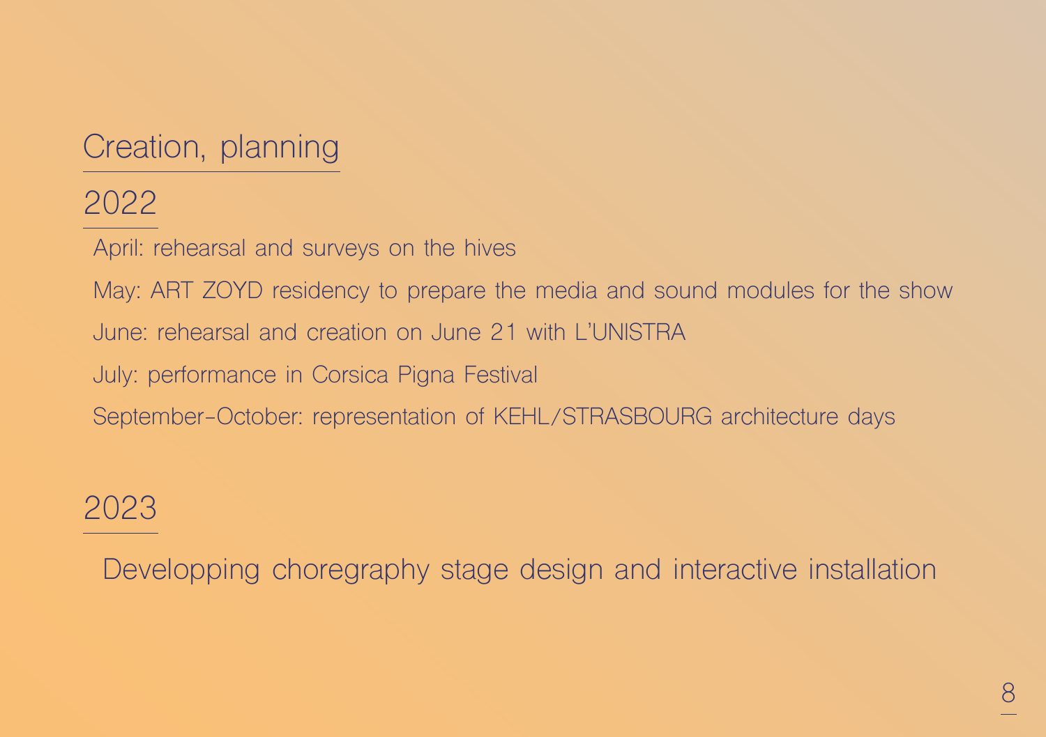# Creation, planning

## 2022

April: rehearsal and surveys on the hives

May: ART ZOYD residency to prepare the media and sound modules for the show

June: rehearsal and creation on June 21 with L'UNISTRA

July: performance in Corsica Pigna Festival

September-October: representation of KEHL/STRASBOURG architecture days

## 2023

Developping choregraphy stage design and interactive installation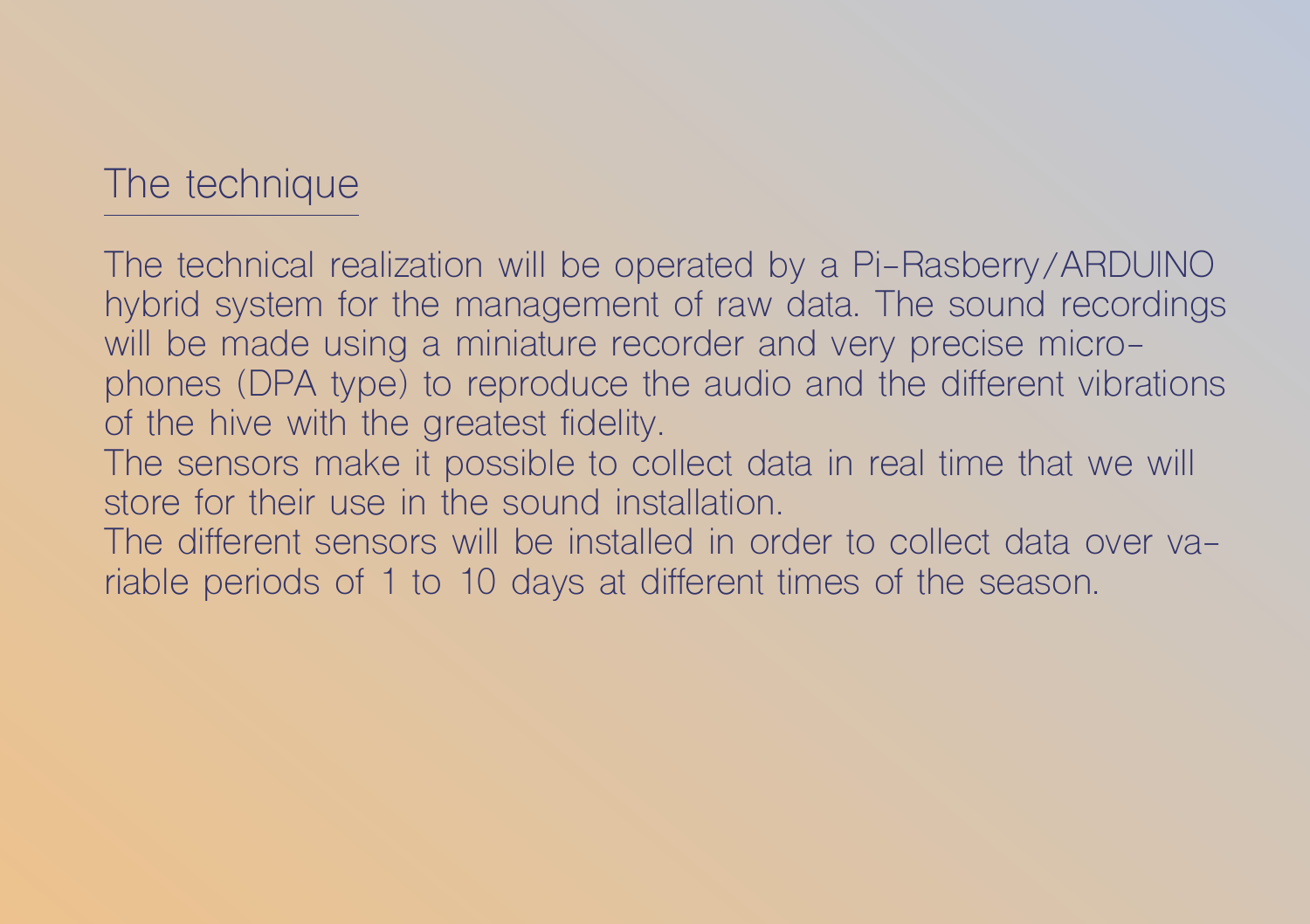## The technique

The technical realization will be operated by a Pi-Rasberry/ARDUINO hybrid system for the management of raw data. The sound recordings will be made using a miniature recorder and very precise microphones (DPA type) to reproduce the audio and the different vibrations of the hive with the greatest fidelity.
The sensors make it possible to collect data in real time that we will store for their use in the sound installation.
The different sensors will be installed in order to collect data over variable periods of 1 to 10 days at different times of the season.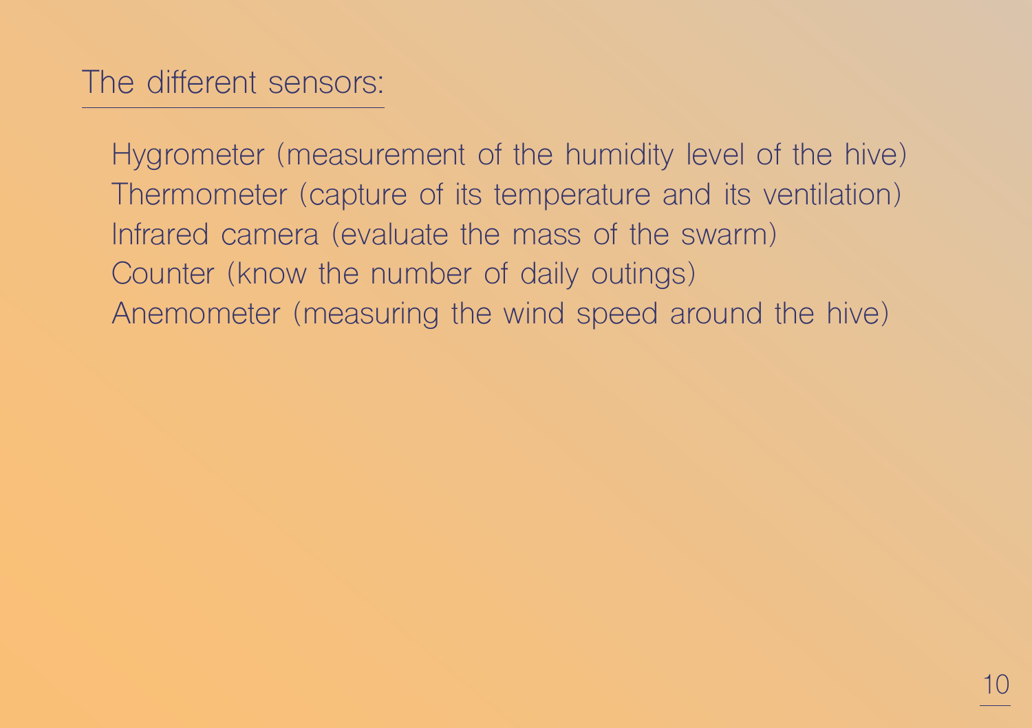## The different sensors:

Hygrometer (measurement of the humidity level of the hive)
Thermometer (capture of its temperature and its ventilation)
Infrared camera (evaluate the mass of the swarm)
Counter (know the number of daily outings)
Anemometer (measuring the wind speed around the hive)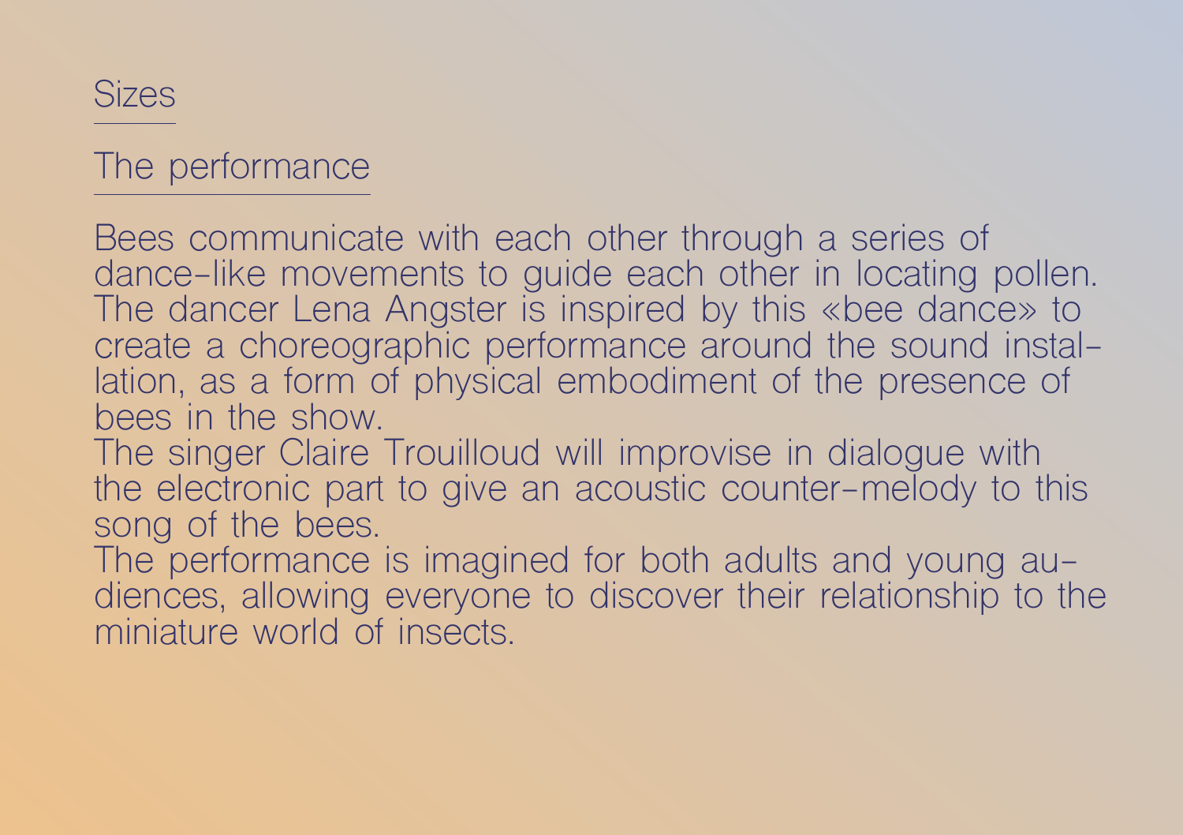## Sizes

## The performance

Bees communicate with each other through a series of dance-like movements to guide each other in locating pollen. The dancer Lena Angster is inspired by this «bee dance» to create a choreographic performance around the sound installation, as a form of physical embodiment of the presence of bees in the show.
The singer Claire Trouilloud will improvise in dialogue with the electronic part to give an acoustic counter-melody to this song of the bees.
The performance is imagined for both adults and young audiences, allowing everyone to discover their relationship to the miniature world of insects.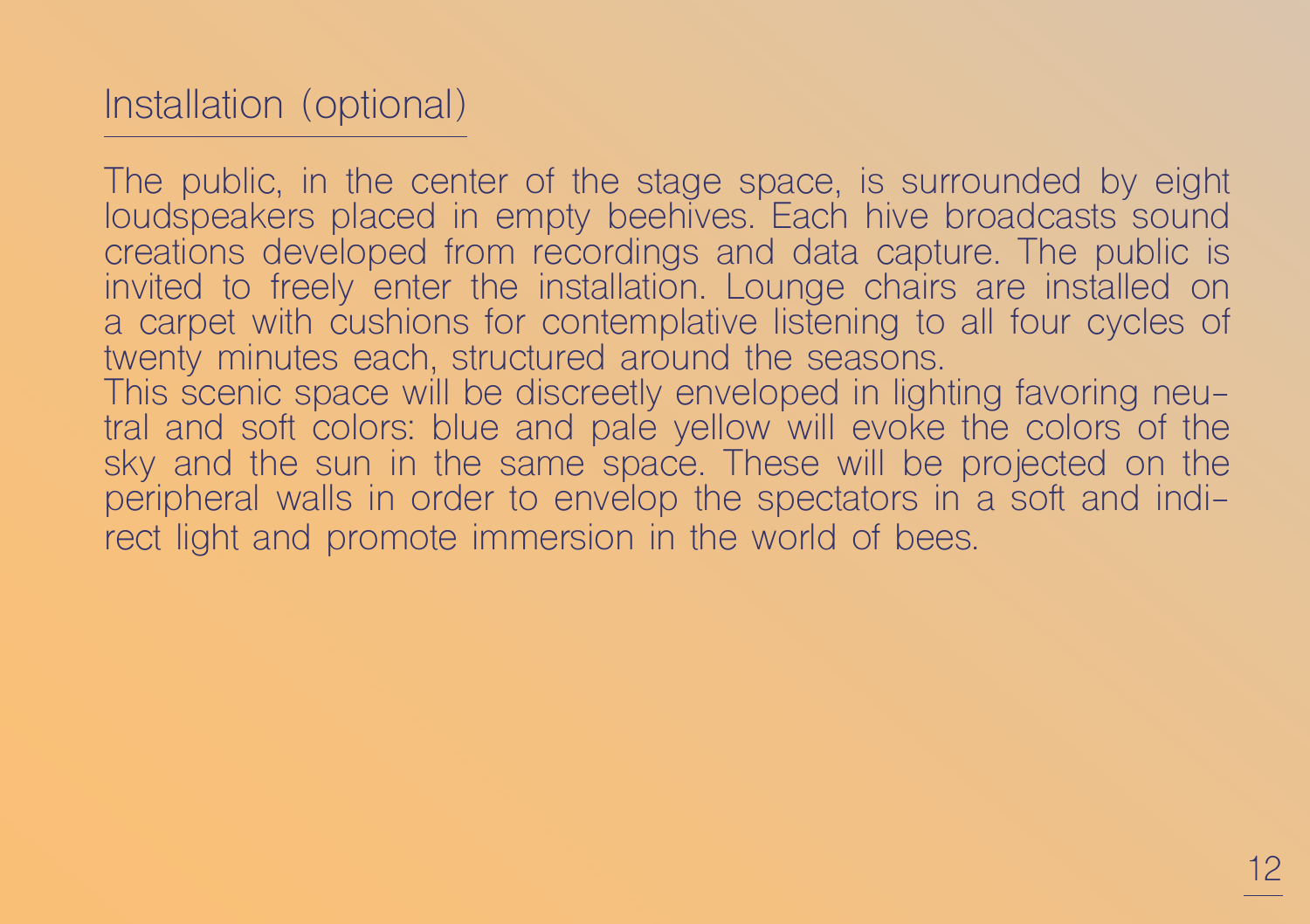## Installation (optional)

The public, in the center of the stage space, is surrounded by eight loudspeakers placed in empty beehives. Each hive broadcasts sound creations developed from recordings and data capture. The public is invited to freely enter the installation. Lounge chairs are installed on a carpet with cushions for contemplative listening to all four cycles of twenty minutes each, structured around the seasons.
This scenic space will be discreetly enveloped in lighting favoring neutral and soft colors: blue and pale yellow will evoke the colors of the sky and the sun in the same space. These will be projected on the peripheral walls in order to envelop the spectators in a soft and indirect light and promote immersion in the world of bees.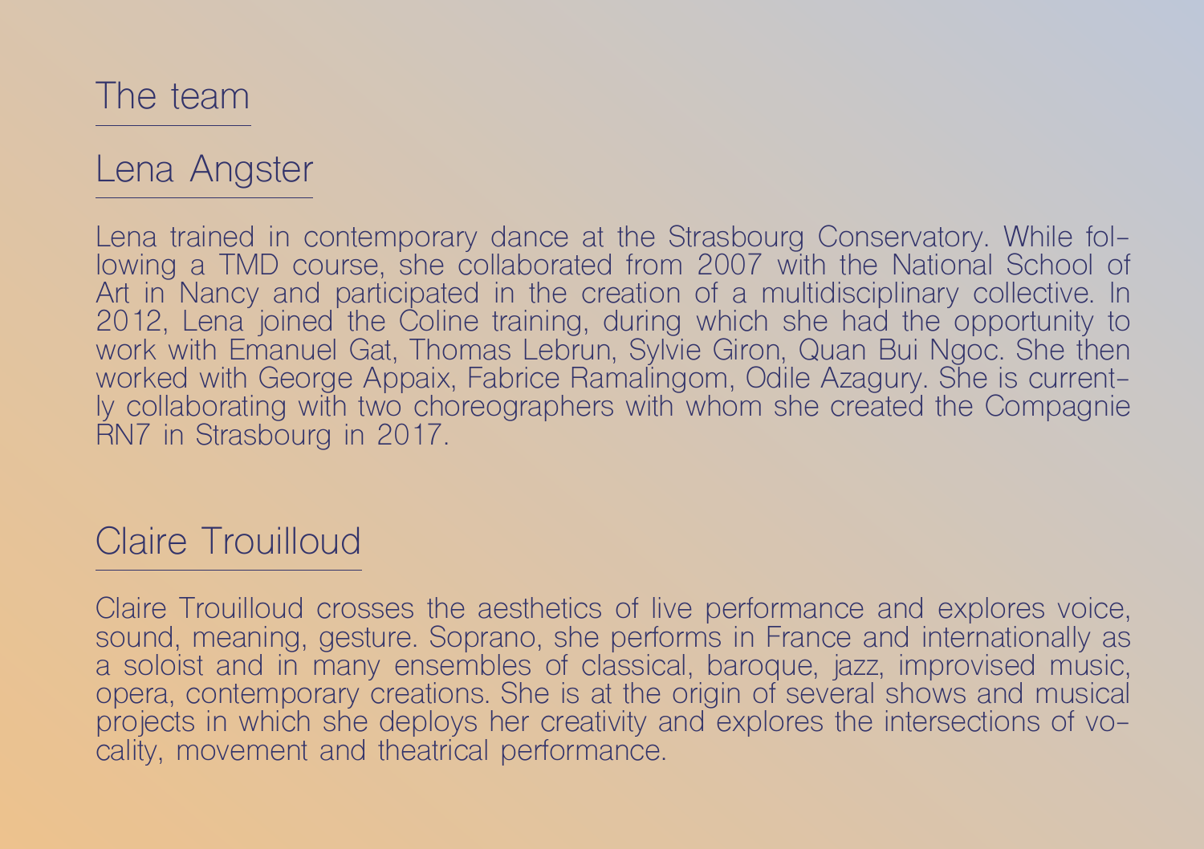# The team

## Lena Angster

Lena trained in contemporary dance at the Strasbourg Conservatory. While following a TMD course, she collaborated from 2007 with the National School of Art in Nancy and participated in the creation of a multidisciplinary collective. In 2012, Lena joined the Coline training, during which she had the opportunity to work with Emanuel Gat, Thomas Lebrun, Sylvie Giron, Quan Bui Ngoc. She then worked with George Appaix, Fabrice Ramalingom, Odile Azagury. She is currently collaborating with two choreographers with whom she created the Compagnie RN7 in Strasbourg in 2017.

## Claire Trouilloud

Claire Trouilloud crosses the aesthetics of live performance and explores voice, sound, meaning, gesture. Soprano, she performs in France and internationally as a soloist and in many ensembles of classical, baroque, jazz, improvised music, opera, contemporary creations. She is at the origin of several shows and musical projects in which she deploys her creativity and explores the intersections of vocality, movement and theatrical performance.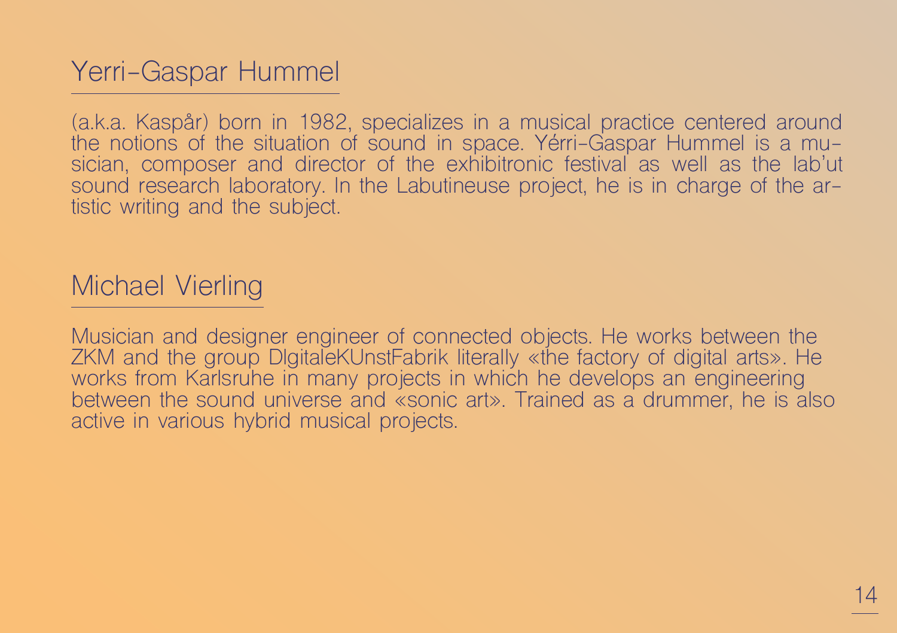## Yerri-Gaspar Hummel

(a.k.a. Kaspår) born in 1982, specializes in a musical practice centered around the notions of the situation of sound in space. Yérri-Gaspar Hummel is a musician, composer and director of the exhibitronic festival as well as the lab'ut sound research laboratory. In the Labutineuse project, he is in charge of the artistic writing and the subject.

## Michael Vierling

Musician and designer engineer of connected objects. He works between the ZKM and the group DIgitaleKUnstFabrik literally «the factory of digital arts». He works from Karlsruhe in many projects in which he develops an engineering between the sound universe and «sonic art». Trained as a drummer, he is also active in various hybrid musical projects.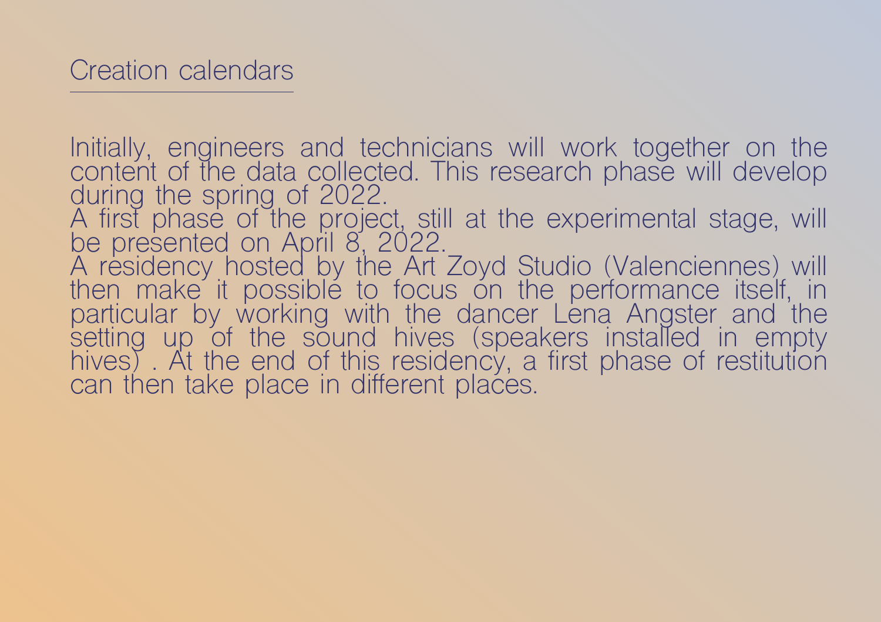## Creation calendars

Initially, engineers and technicians will work together on the content of the data collected. This research phase will develop during the spring of 2022.
A first phase of the project, still at the experimental stage, will be presented on April 8, 2022.
A residency hosted by the Art Zoyd Studio (Valenciennes) will then make it possible to focus on the performance itself, in particular by working with the dancer Lena Angster and the setting up of the sound hives (speakers installed in empty hives) . At the end of this residency, a first phase of restitution can then take place in different places.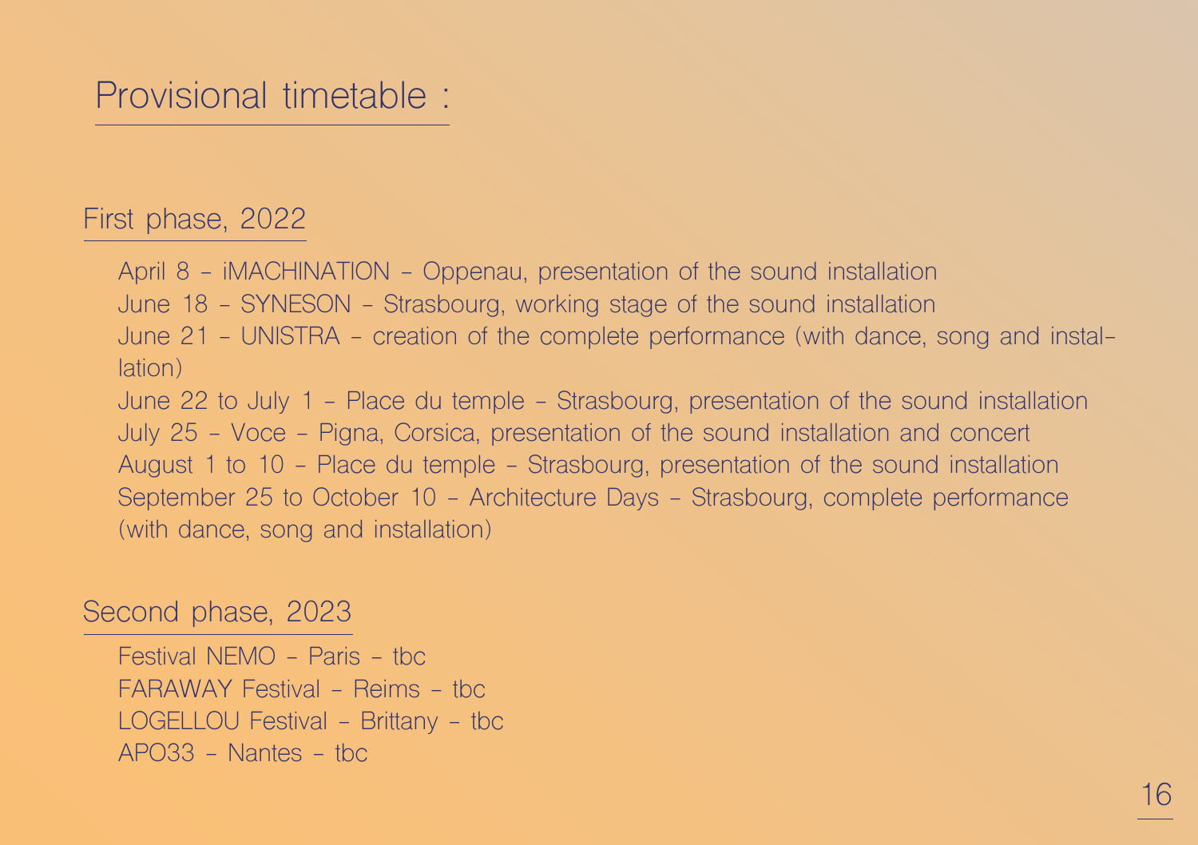# Provisional timetable :

## First phase, 2022

April 8 – iMACHINATION – Oppenau, presentation of the sound installation
June 18 – SYNESON – Strasbourg, working stage of the sound installation
June 21 – UNISTRA – creation of the complete performance (with dance, song and installation)
June 22 to July 1 – Place du temple – Strasbourg, presentation of the sound installation
July 25 – Voce – Pigna, Corsica, presentation of the sound installation and concert
August 1 to 10 – Place du temple – Strasbourg, presentation of the sound installation
September 25 to October 10 – Architecture Days – Strasbourg, complete performance (with dance, song and installation)

## Second phase, 2023

Festival NEMO – Paris – tbc
FARAWAY Festival – Reims – tbc
LOGELLOU Festival – Brittany – tbc
APO33 – Nantes – tbc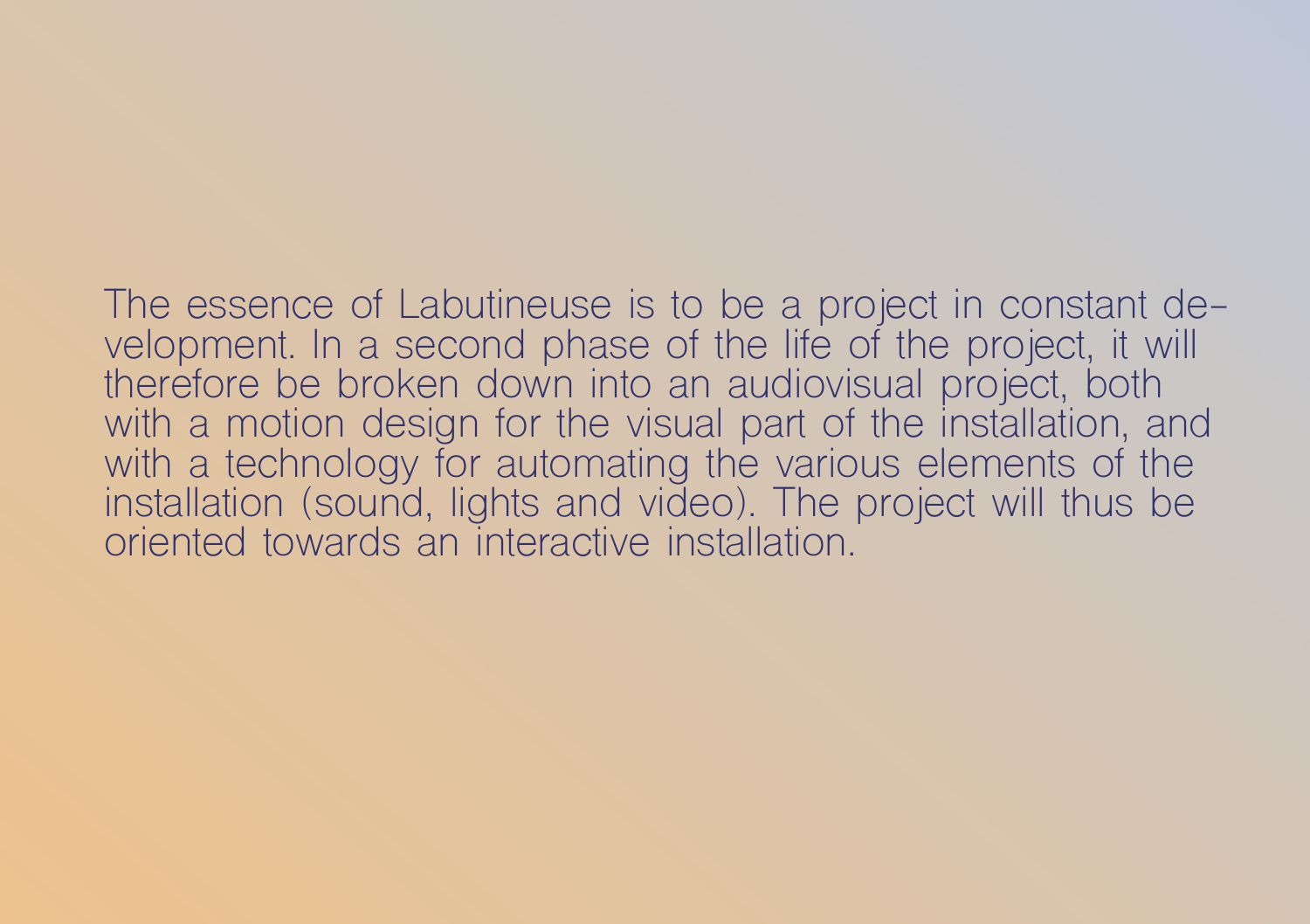The essence of Labutineuse is to be a project in constant development. In a second phase of the life of the project, it will therefore be broken down into an audiovisual project, both with a motion design for the visual part of the installation, and with a technology for automating the various elements of the installation (sound, lights and video). The project will thus be oriented towards an interactive installation.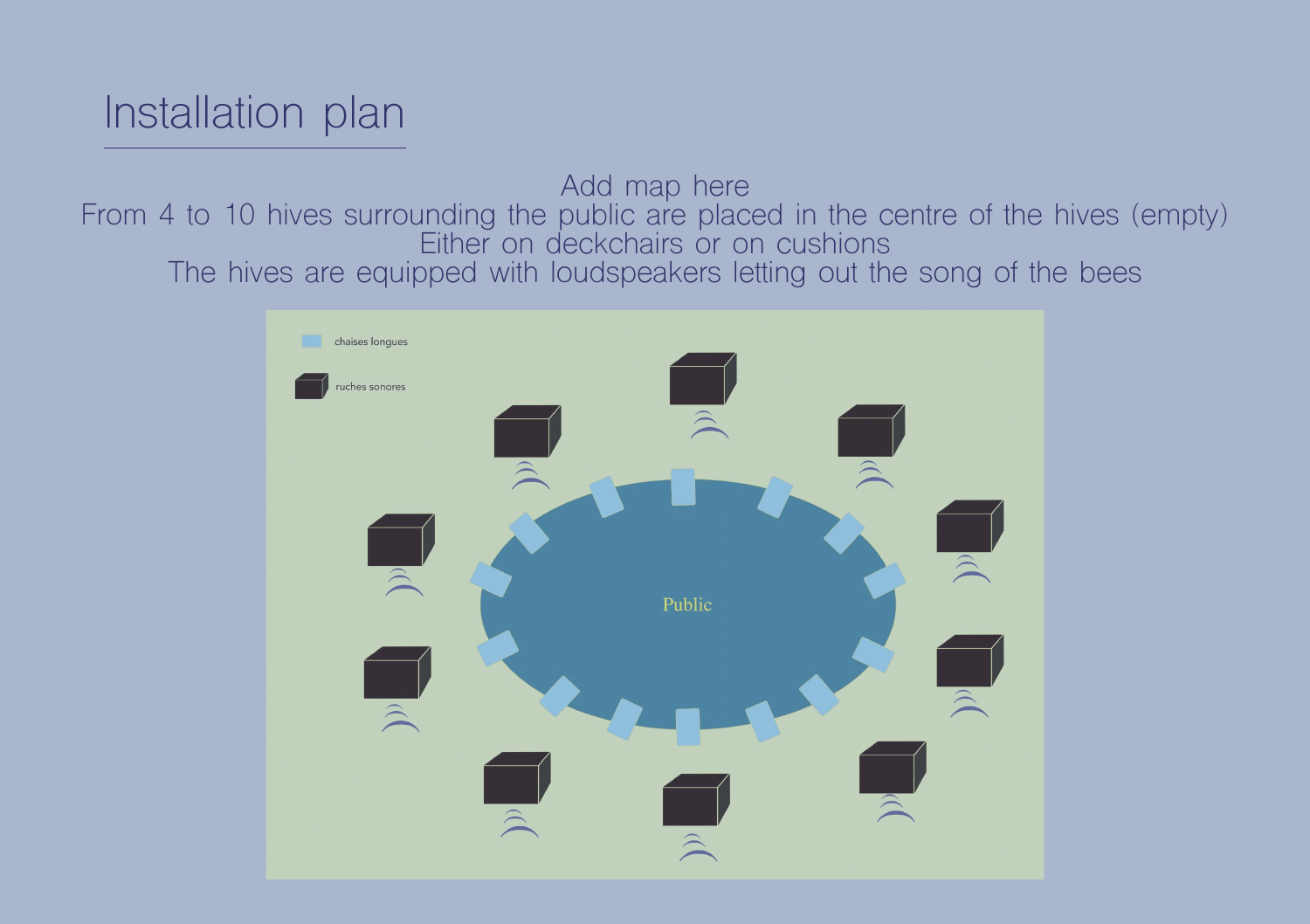# Installation plan

Add map here
From 4 to 10 hives surrounding the public are placed in the centre of the hives (empty)
Either on deckchairs or on cushions
The hives are equipped with loudspeakers letting out the song of the bees

chaises longues

ruches sonores

Public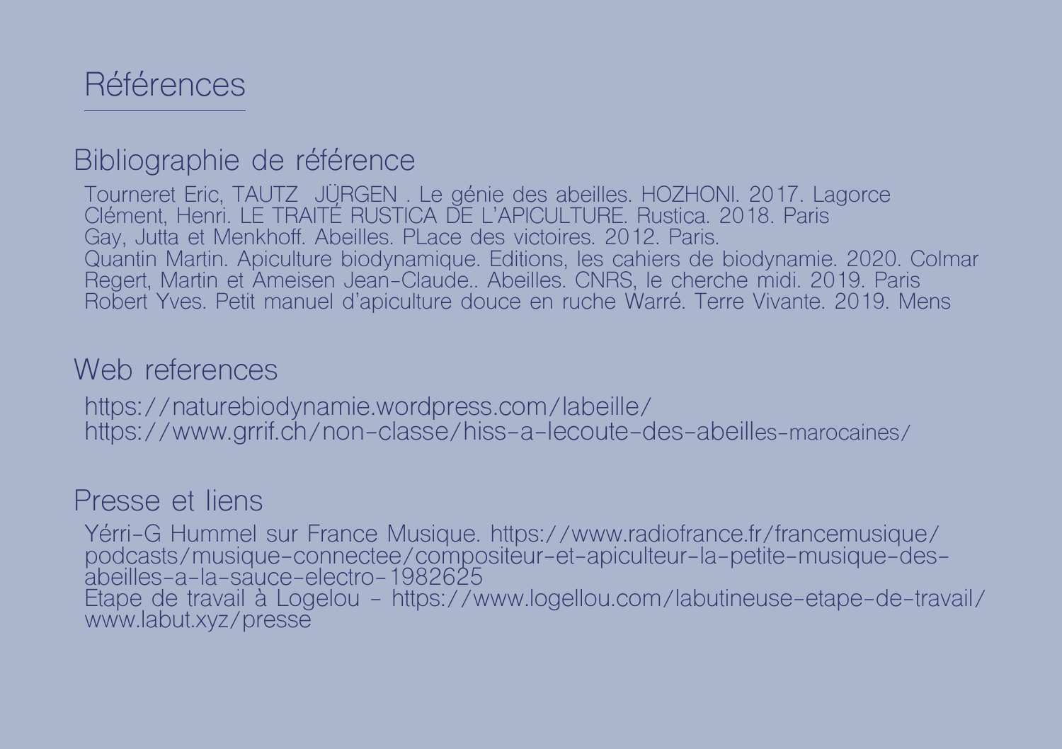# Références

## Bibliographie de référence

Tourneret Eric, TAUTZ JÜRGEN . Le génie des abeilles. HOZHONI. 2017. Lagorce
Clément, Henri. LE TRAITÉ RUSTICA DE L'APICULTURE. Rustica. 2018. Paris
Gay, Jutta et Menkhoff. Abeilles. PLace des victoires. 2012. Paris.
Quantin Martin. Apiculture biodynamique. Editions, les cahiers de biodynamie. 2020. Colmar
Regert, Martin et Ameisen Jean-Claude.. Abeilles. CNRS, le cherche midi. 2019. Paris
Robert Yves. Petit manuel d'apiculture douce en ruche Warré. Terre Vivante. 2019. Mens

## Web references

https://naturebiodynamie.wordpress.com/labeille/
https://www.grrif.ch/non-classe/hiss-a-lecoute-des-abeilles-marocaines/

## Presse et liens

Yérri-G Hummel sur France Musique. https://www.radiofrance.fr/francemusique/podcasts/musique-connectee/compositeur-et-apiculteur-la-petite-musique-des-abeilles-a-la-sauce-electro-1982625
Etape de travail à Logelou - https://www.logellou.com/labutineuse-etape-de-travail/
www.labut.xyz/presse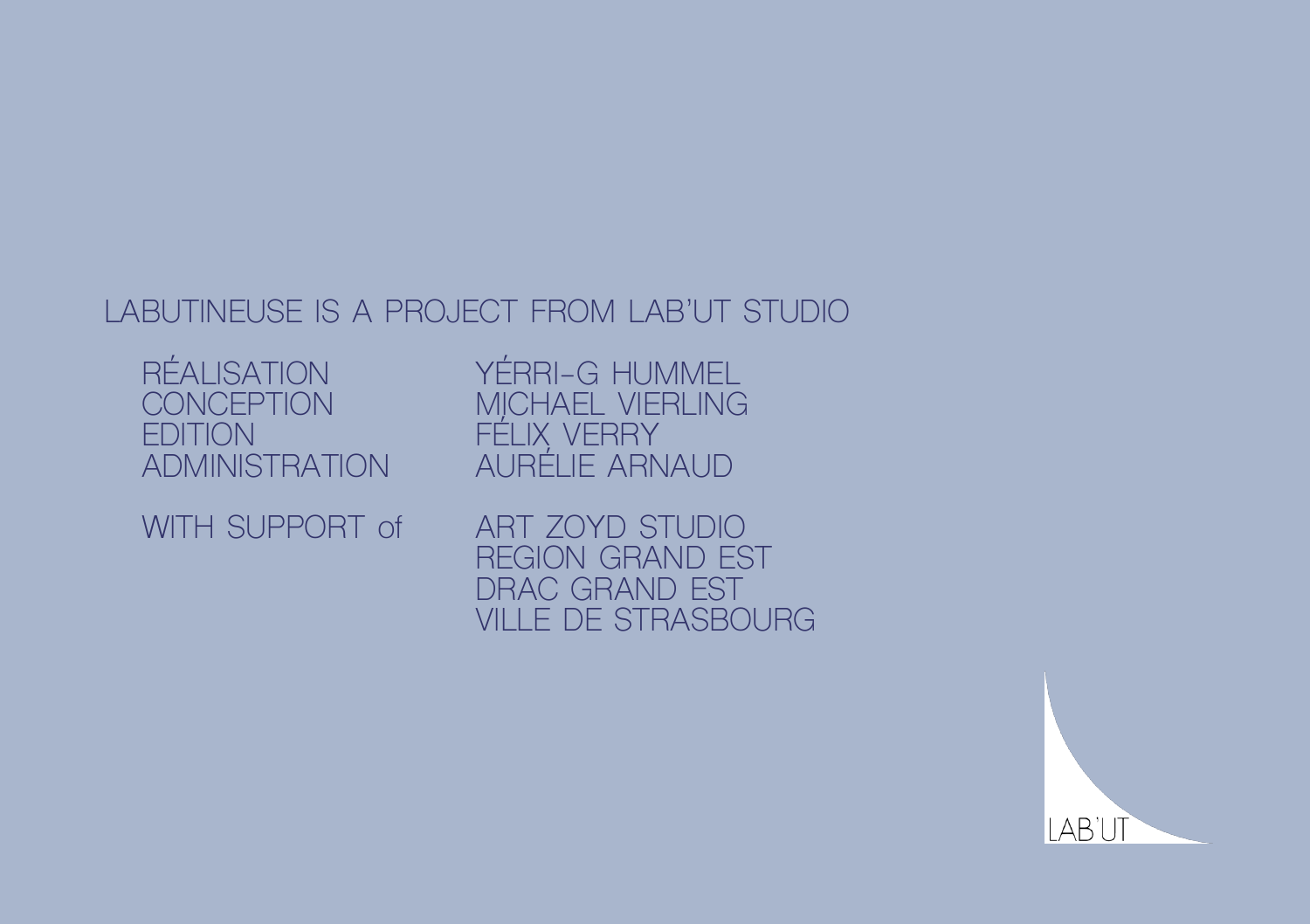LABUTINEUSE IS A PROJECT FROM LAB'UT STUDIO

| | |
|---|---|
| RÉALISATION | YÉRRI-G HUMMEL |
| CONCEPTION | MICHAEL VIERLING |
| EDITION | FÉLIX VERRY |
| ADMINISTRATION | AURÉLIE ARNAUD |
| WITH SUPPORT of | ART ZOYD STUDIO |
| | REGION GRAND EST |
| | DRAC GRAND EST |
| | VILLE DE STRASBOURG |

LAB'UT